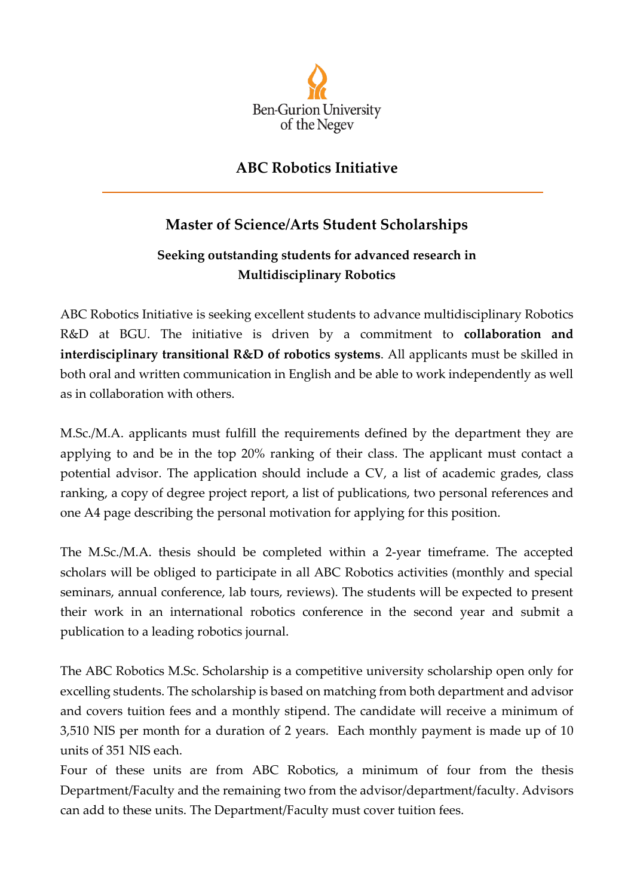Ben-Gurion University of the Negev

# ABC Robotics Initiative

## Master of Science/Arts Student Scholarships

### Seeking outstanding students for advanced research in Multidisciplinary Robotics

ABC Robotics Initiative is seeking excellent students to advance multidisciplinary Robotics R&D at BGU. The initiative is driven by a commitment to **collaboration and interdisciplinary transitional R&D of robotics systems**. All applicants must be skilled in both oral and written communication in English and be able to work independently as well as in collaboration with others.

M.Sc./M.A. applicants must fulfill the requirements defined by the department they are applying to and be in the top 20% ranking of their class. The applicant must contact a potential advisor. The application should include a CV, a list of academic grades, class ranking, a copy of degree project report, a list of publications, two personal references and one A4 page describing the personal motivation for applying for this position.

The M.Sc./M.A. thesis should be completed within a 2-year timeframe. The accepted scholars will be obliged to participate in all ABC Robotics activities (monthly and special seminars, annual conference, lab tours, reviews). The students will be expected to present their work in an international robotics conference in the second year and submit a publication to a leading robotics journal.

The ABC Robotics M.Sc. Scholarship is a competitive university scholarship open only for excelling students. The scholarship is based on matching from both department and advisor and covers tuition fees and a monthly stipend. The candidate will receive a minimum of 3,510 NIS per month for a duration of 2 years. Each monthly payment is made up of 10 units of 351 NIS each.

Four of these units are from ABC Robotics, a minimum of four from the thesis Department/Faculty and the remaining two from the advisor/department/faculty. Advisors can add to these units. The Department/Faculty must cover tuition fees.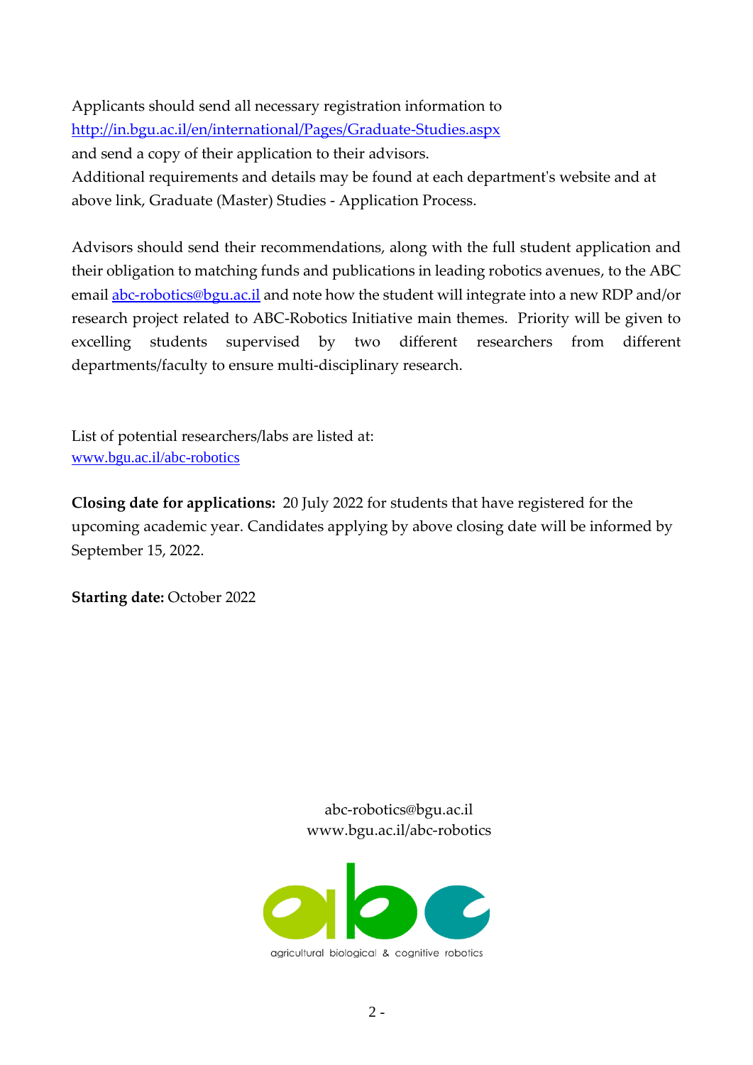Applicants should send all necessary registration information to
http://in.bgu.ac.il/en/international/Pages/Graduate-Studies.aspx
and send a copy of their application to their advisors.
Additional requirements and details may be found at each department's website and at above link, Graduate (Master) Studies - Application Process.

Advisors should send their recommendations, along with the full student application and their obligation to matching funds and publications in leading robotics avenues, to the ABC email abc-robotics@bgu.ac.il and note how the student will integrate into a new RDP and/or research project related to ABC-Robotics Initiative main themes. Priority will be given to excelling students supervised by two different researchers from different departments/faculty to ensure multi-disciplinary research.

List of potential researchers/labs are listed at:
www.bgu.ac.il/abc-robotics

**Closing date for applications:** 20 July 2022 for students that have registered for the upcoming academic year. Candidates applying by above closing date will be informed by September 15, 2022.

**Starting date:** October 2022

abc-robotics@bgu.ac.il
www.bgu.ac.il/abc-robotics

abc

agricultural biological & cognitive robotics